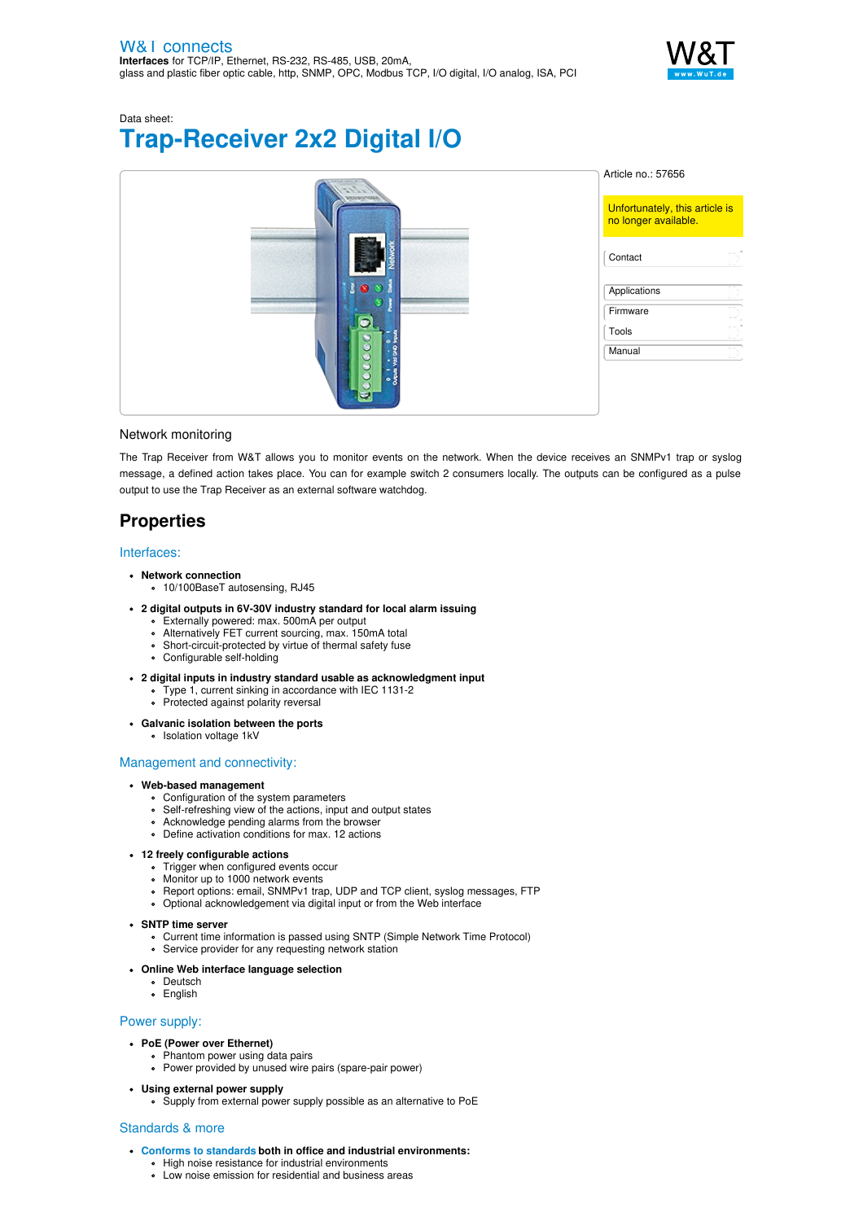W&T connects
**Interfaces** for TCP/IP, Ethernet, RS-232, RS-485, USB, 20mA, glass and plastic fiber optic cable, http, SNMP, OPC, Modbus TCP, I/O digital, I/O analog, ISA, PCI

Data sheet:

# Trap-Receiver 2x2 Digital I/O

Article no.: 57656

Unfortunately, this article is no longer available.

- Contact
- Applications
- Firmware
- Tools
- Manual

## Network monitoring

The Trap Receiver from W&T allows you to monitor events on the network. When the device receives an SNMPv1 trap or syslog message, a defined action takes place. You can for example switch 2 consumers locally. The outputs can be configured as a pulse output to use the Trap Receiver as an external software watchdog.

## Properties

### Interfaces:

- **Network connection**
  - 10/100BaseT autosensing, RJ45
- **2 digital outputs in 6V-30V industry standard for local alarm issuing**
  - Externally powered: max. 500mA per output
  - Alternatively FET current sourcing, max. 150mA total
  - Short-circuit-protected by virtue of thermal safety fuse
  - Configurable self-holding
- **2 digital inputs in industry standard usable as acknowledgment input**
  - Type 1, current sinking in accordance with IEC 1131-2
  - Protected against polarity reversal
- **Galvanic isolation between the ports**
  - Isolation voltage 1kV

### Management and connectivity:

- **Web-based management**
  - Configuration of the system parameters
  - Self-refreshing view of the actions, input and output states
  - Acknowledge pending alarms from the browser
  - Define activation conditions for max. 12 actions
- **12 freely configurable actions**
  - Trigger when configured events occur
  - Monitor up to 1000 network events
  - Report options: email, SNMPv1 trap, UDP and TCP client, syslog messages, FTP
  - Optional acknowledgement via digital input or from the Web interface
- **SNTP time server**
  - Current time information is passed using SNTP (Simple Network Time Protocol)
  - Service provider for any requesting network station
- **Online Web interface language selection**
  - Deutsch
  - English

### Power supply:

- **PoE (Power over Ethernet)**
  - Phantom power using data pairs
  - Power provided by unused wire pairs (spare-pair power)
- **Using external power supply**
  - Supply from external power supply possible as an alternative to PoE

### Standards & more

- **Conforms to standards both in office and industrial environments:**
  - High noise resistance for industrial environments
  - Low noise emission for residential and business areas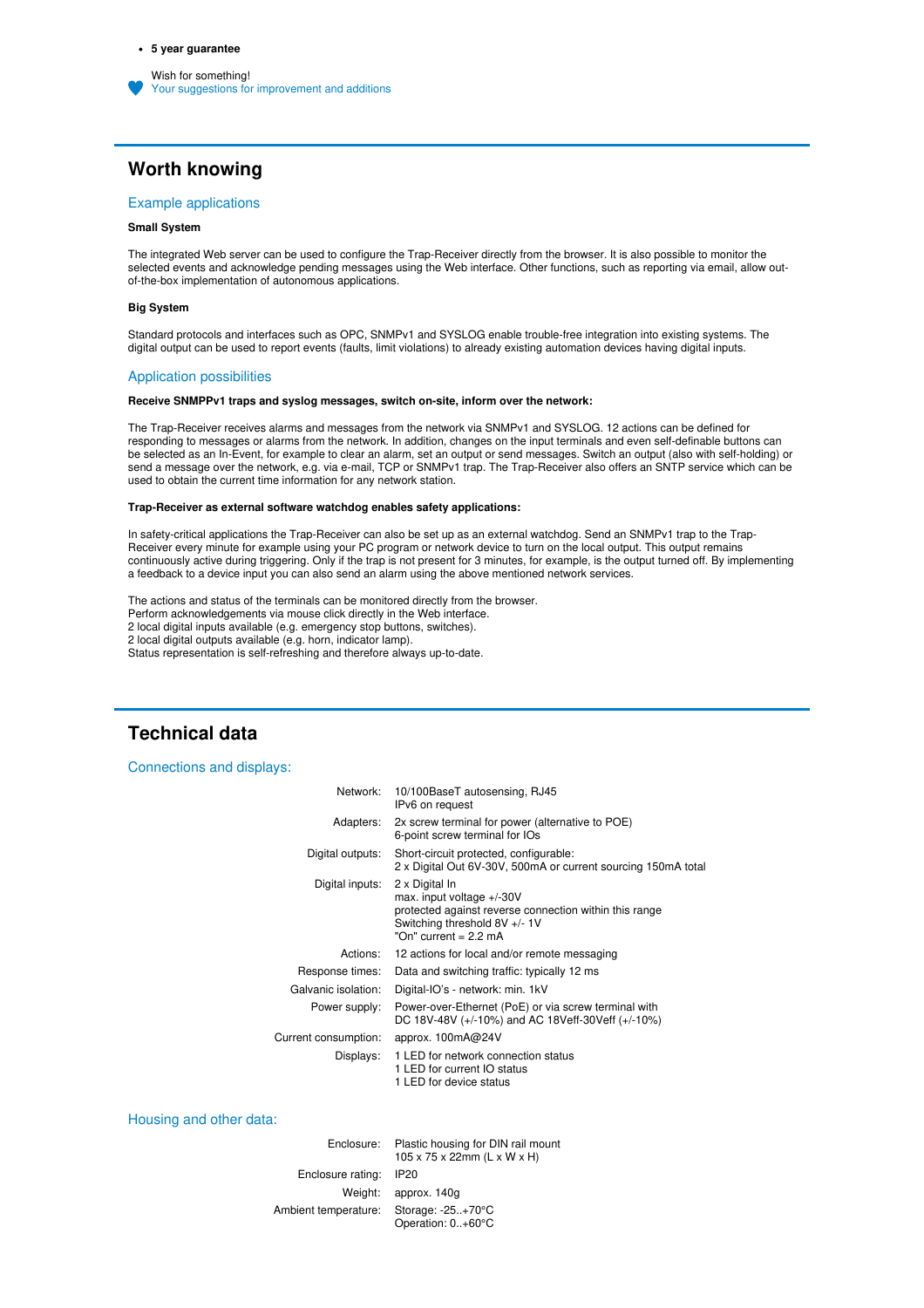- **5 year guarantee**

Wish for something!
Your suggestions for improvement and additions

## Worth knowing

### Example applications

**Small System**

The integrated Web server can be used to configure the Trap-Receiver directly from the browser. It is also possible to monitor the selected events and acknowledge pending messages using the Web interface. Other functions, such as reporting via email, allow out-of-the-box implementation of autonomous applications.

**Big System**

Standard protocols and interfaces such as OPC, SNMPv1 and SYSLOG enable trouble-free integration into existing systems. The digital output can be used to report events (faults, limit violations) to already existing automation devices having digital inputs.

### Application possibilities

**Receive SNMPPv1 traps and syslog messages, switch on-site, inform over the network:**

The Trap-Receiver receives alarms and messages from the network via SNMPv1 and SYSLOG. 12 actions can be defined for responding to messages or alarms from the network. In addition, changes on the input terminals and even self-definable buttons can be selected as an In-Event, for example to clear an alarm, set an output or send messages. Switch an output (also with self-holding) or send a message over the network, e.g. via e-mail, TCP or SNMPv1 trap. The Trap-Receiver also offers an SNTP service which can be used to obtain the current time information for any network station.

**Trap-Receiver as external software watchdog enables safety applications:**

In safety-critical applications the Trap-Receiver can also be set up as an external watchdog. Send an SNMPv1 trap to the Trap-Receiver every minute for example using your PC program or network device to turn on the local output. This output remains continuously active during triggering. Only if the trap is not present for 3 minutes, for example, is the output turned off. By implementing a feedback to a device input you can also send an alarm using the above mentioned network services.

The actions and status of the terminals can be monitored directly from the browser.
Perform acknowledgements via mouse click directly in the Web interface.
2 local digital inputs available (e.g. emergency stop buttons, switches).
2 local digital outputs available (e.g. horn, indicator lamp).
Status representation is self-refreshing and therefore always up-to-date.

## Technical data

### Connections and displays:

| | |
|---|---|
| Network: | 10/100BaseT autosensing, RJ45<br>IPv6 on request |
| Adapters: | 2x screw terminal for power (alternative to POE)<br>6-point screw terminal for IOs |
| Digital outputs: | Short-circuit protected, configurable:<br>2 x Digital Out 6V-30V, 500mA or current sourcing 150mA total |
| Digital inputs: | 2 x Digital In<br>max. input voltage +/-30V<br>protected against reverse connection within this range<br>Switching threshold 8V +/- 1V<br>"On" current = 2.2 mA |
| Actions: | 12 actions for local and/or remote messaging |
| Response times: | Data and switching traffic: typically 12 ms |
| Galvanic isolation: | Digital-IO's - network: min. 1kV |
| Power supply: | Power-over-Ethernet (PoE) or via screw terminal with<br>DC 18V-48V (+/-10%) and AC 18Veff-30Veff (+/-10%) |
| Current consumption: | approx. 100mA@24V |
| Displays: | 1 LED for network connection status<br>1 LED for current IO status<br>1 LED for device status |

### Housing and other data:

| | |
|---|---|
| Enclosure: | Plastic housing for DIN rail mount<br>105 x 75 x 22mm (L x W x H) |
| Enclosure rating: | IP20 |
| Weight: | approx. 140g |
| Ambient temperature: | Storage: -25..+70°C<br>Operation: 0..+60°C |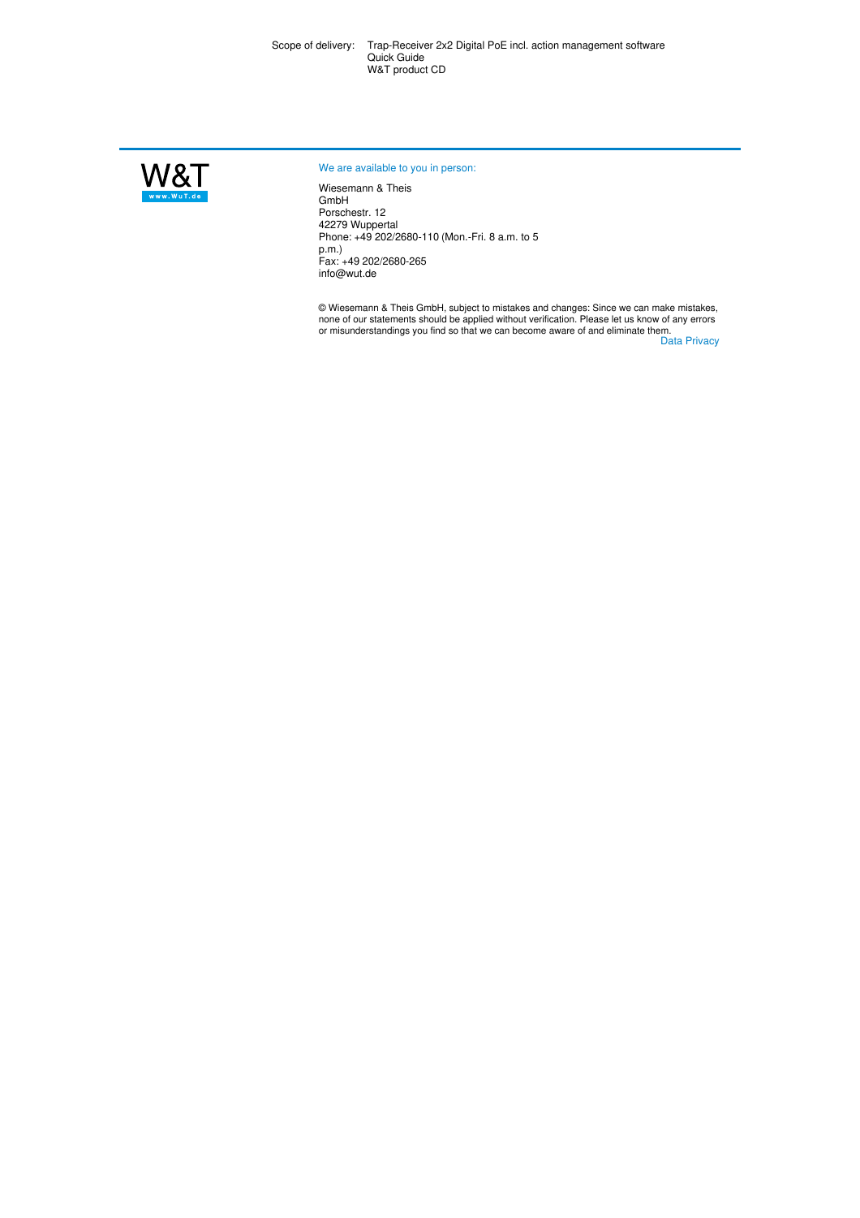Scope of delivery: Trap-Receiver 2x2 Digital PoE incl. action management software
Quick Guide
W&T product CD

W&T
www.WuT.de

We are available to you in person:

Wiesemann & Theis GmbH
Porschestr. 12
42279 Wuppertal
Phone: +49 202/2680-110 (Mon.-Fri. 8 a.m. to 5 p.m.)
Fax: +49 202/2680-265
info@wut.de

© Wiesemann & Theis GmbH, subject to mistakes and changes: Since we can make mistakes, none of our statements should be applied without verification. Please let us know of any errors or misunderstandings you find so that we can become aware of and eliminate them.

Data Privacy